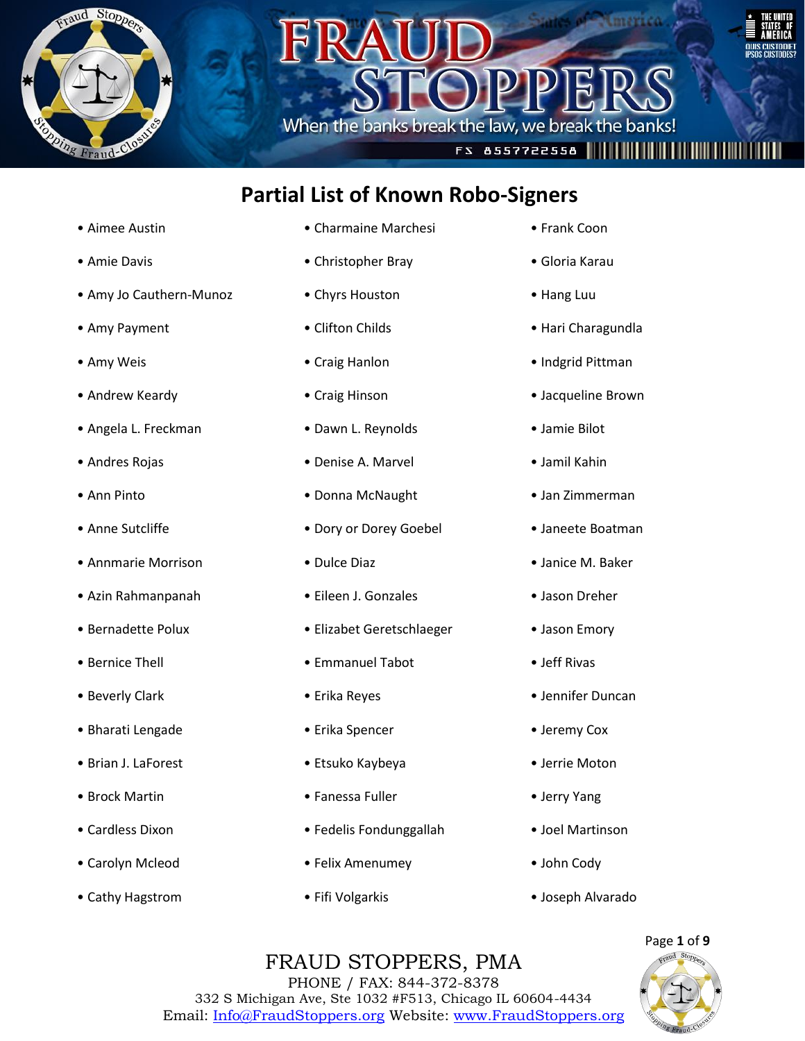# Partial List of Known Robo-Signers

- Aimee Austin
- Amie Davis
- Amy Jo Cauthern-Munoz
- Amy Payment
- Amy Weis
- Andrew Keardy
- Angela L. Freckman
- Andres Rojas
- Ann Pinto
- Anne Sutcliffe
- Annmarie Morrison
- Azin Rahmanpanah
- Bernadette Polux
- Bernice Thell
- Beverly Clark
- Bharati Lengade
- Brian J. LaForest
- Brock Martin
- Cardless Dixon
- Carolyn Mcleod
- Cathy Hagstrom
- Charmaine Marchesi
- Christopher Bray
- Chyrs Houston
- Clifton Childs
- Craig Hanlon
- Craig Hinson
- Dawn L. Reynolds
- Denise A. Marvel
- Donna McNaught
- Dory or Dorey Goebel
- Dulce Diaz
- Eileen J. Gonzales
- Elizabet Geretschlaeger
- Emmanuel Tabot
- Erika Reyes
- Erika Spencer
- Etsuko Kaybeya
- Fanessa Fuller
- Fedelis Fondunggallah
- Felix Amenumey
- Fifi Volgarkis
- Frank Coon
- Gloria Karau
- Hang Luu
- Hari Charagundla
- Indgrid Pittman
- Jacqueline Brown
- Jamie Bilot
- Jamil Kahin
- Jan Zimmerman
- Janeete Boatman
- Janice M. Baker
- Jason Dreher
- Jason Emory
- Jeff Rivas
- Jennifer Duncan
- Jeremy Cox
- Jerrie Moton
- Jerry Yang
- Joel Martinson
- John Cody
- Joseph Alvarado

FRAUD STOPPERS, PMA
PHONE / FAX: 844-372-8378
332 S Michigan Ave, Ste 1032 #F513, Chicago IL 60604-4434
Email: Info@FraudStoppers.org Website: www.FraudStoppers.org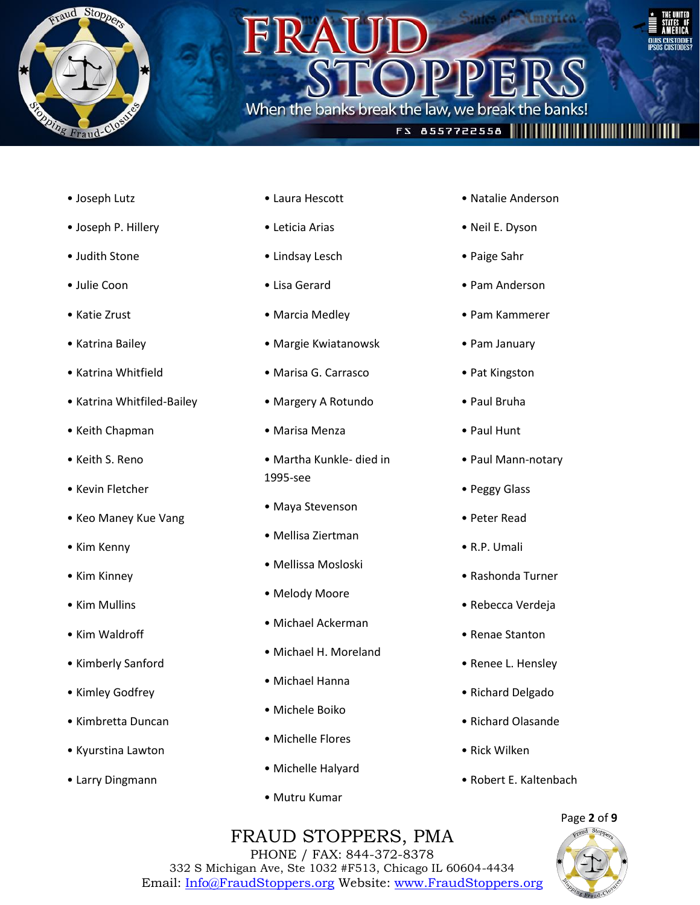- Joseph Lutz
- Joseph P. Hillery
- Judith Stone
- Julie Coon
- Katie Zrust
- Katrina Bailey
- Katrina Whitfield
- Katrina Whitfiled-Bailey
- Keith Chapman
- Keith S. Reno
- Kevin Fletcher
- Keo Maney Kue Vang
- Kim Kenny
- Kim Kinney
- Kim Mullins
- Kim Waldroff
- Kimberly Sanford
- Kimley Godfrey
- Kimbretta Duncan
- Kyurstina Lawton
- Larry Dingmann
- Laura Hescott
- Leticia Arias
- Lindsay Lesch
- Lisa Gerard
- Marcia Medley
- Margie Kwiatanowsk
- Marisa G. Carrasco
- Margery A Rotundo
- Marisa Menza
- Martha Kunkle- died in 1995-see
- Maya Stevenson
- Mellisa Ziertman
- Mellissa Mosloski
- Melody Moore
- Michael Ackerman
- Michael H. Moreland
- Michael Hanna
- Michele Boiko
- Michelle Flores
- Michelle Halyard
- Mutru Kumar
- Natalie Anderson
- Neil E. Dyson
- Paige Sahr
- Pam Anderson
- Pam Kammerer
- Pam January
- Pat Kingston
- Paul Bruha
- Paul Hunt
- Paul Mann-notary
- Peggy Glass
- Peter Read
- R.P. Umali
- Rashonda Turner
- Rebecca Verdeja
- Renae Stanton
- Renee L. Hensley
- Richard Delgado
- Richard Olasande
- Rick Wilken
- Robert E. Kaltenbach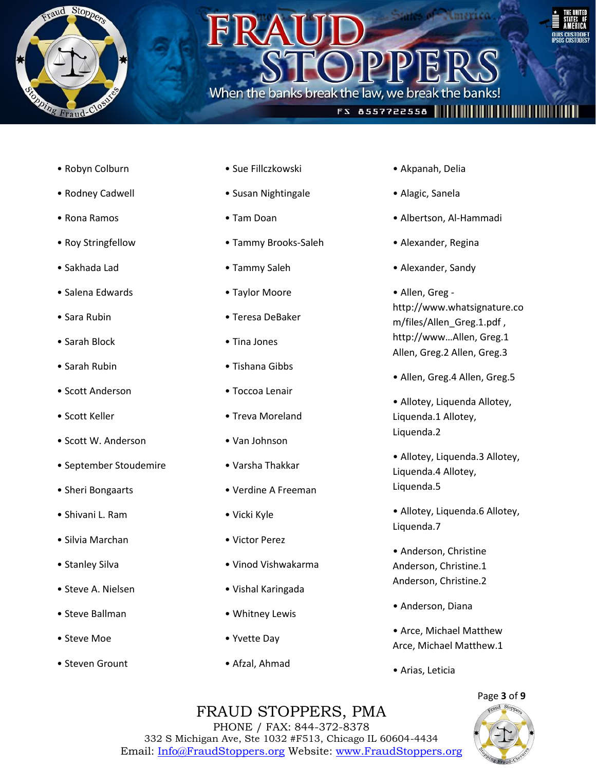- Robyn Colburn
- Rodney Cadwell
- Rona Ramos
- Roy Stringfellow
- Sakhada Lad
- Salena Edwards
- Sara Rubin
- Sarah Block
- Sarah Rubin
- Scott Anderson
- Scott Keller
- Scott W. Anderson
- September Stoudemire
- Sheri Bongaarts
- Shivani L. Ram
- Silvia Marchan
- Stanley Silva
- Steve A. Nielsen
- Steve Ballman
- Steve Moe
- Steven Grount
- Sue Fillczkowski
- Susan Nightingale
- Tam Doan
- Tammy Brooks-Saleh
- Tammy Saleh
- Taylor Moore
- Teresa DeBaker
- Tina Jones
- Tishana Gibbs
- Toccoa Lenair
- Treva Moreland
- Van Johnson
- Varsha Thakkar
- Verdine A Freeman
- Vicki Kyle
- Victor Perez
- Vinod Vishwakarma
- Vishal Karingada
- Whitney Lewis
- Yvette Day
- Afzal, Ahmad
- Akpanah, Delia
- Alagic, Sanela
- Albertson, Al-Hammadi
- Alexander, Regina
- Alexander, Sandy
- Allen, Greg - http://www.whatsignature.com/files/Allen_Greg.1.pdf , http://www…Allen, Greg.1 Allen, Greg.2 Allen, Greg.3
- Allen, Greg.4 Allen, Greg.5
- Allotey, Liquenda Allotey, Liquenda.1 Allotey, Liquenda.2
- Allotey, Liquenda.3 Allotey, Liquenda.4 Allotey, Liquenda.5
- Allotey, Liquenda.6 Allotey, Liquenda.7
- Anderson, Christine Anderson, Christine.1 Anderson, Christine.2
- Anderson, Diana
- Arce, Michael Matthew Arce, Michael Matthew.1
- Arias, Leticia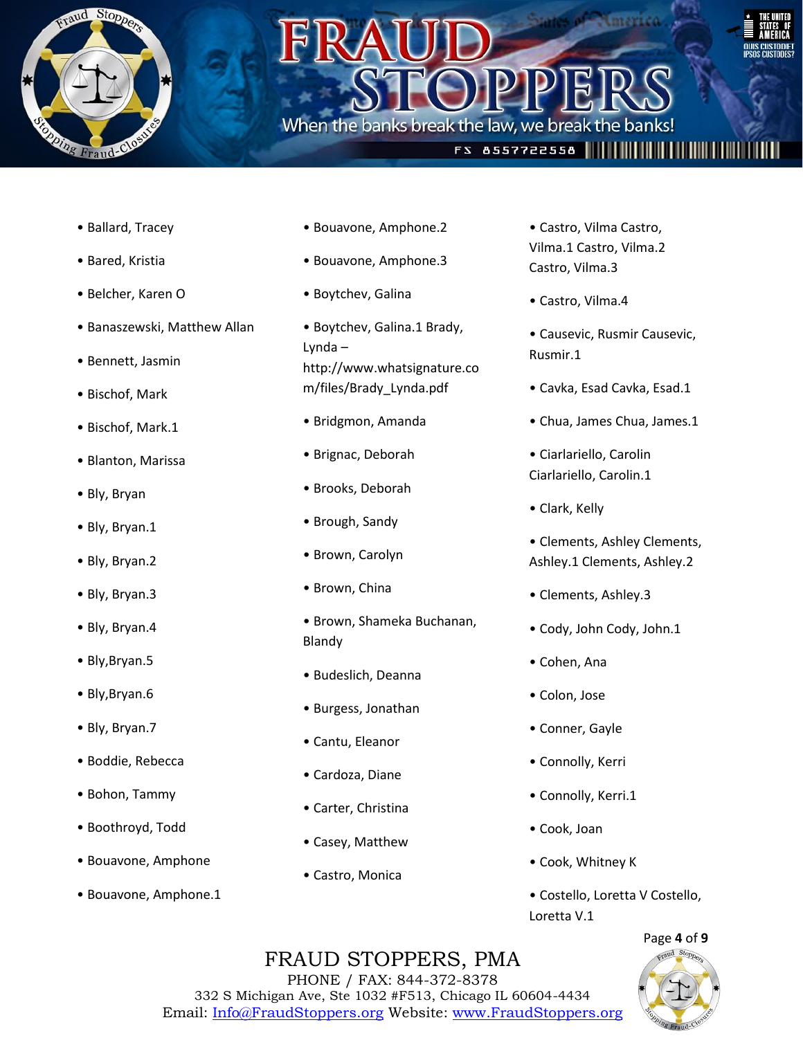- Ballard, Tracey
- Bared, Kristia
- Belcher, Karen O
- Banaszewski, Matthew Allan
- Bennett, Jasmin
- Bischof, Mark
- Bischof, Mark.1
- Blanton, Marissa
- Bly, Bryan
- Bly, Bryan.1
- Bly, Bryan.2
- Bly, Bryan.3
- Bly, Bryan.4
- Bly,Bryan.5
- Bly,Bryan.6
- Bly, Bryan.7
- Boddie, Rebecca
- Bohon, Tammy
- Boothroyd, Todd
- Bouavone, Amphone
- Bouavone, Amphone.1
- Bouavone, Amphone.2
- Bouavone, Amphone.3
- Boytchev, Galina
- Boytchev, Galina.1 Brady, Lynda – http://www.whatsignature.com/files/Brady_Lynda.pdf
- Bridgmon, Amanda
- Brignac, Deborah
- Brooks, Deborah
- Brough, Sandy
- Brown, Carolyn
- Brown, China
- Brown, Shameka Buchanan, Blandy
- Budeslich, Deanna
- Burgess, Jonathan
- Cantu, Eleanor
- Cardoza, Diane
- Carter, Christina
- Casey, Matthew
- Castro, Monica
- Castro, Vilma Castro, Vilma.1 Castro, Vilma.2 Castro, Vilma.3
- Castro, Vilma.4
- Causevic, Rusmir Causevic, Rusmir.1
- Cavka, Esad Cavka, Esad.1
- Chua, James Chua, James.1
- Ciarlariello, Carolin Ciarlariello, Carolin.1
- Clark, Kelly
- Clements, Ashley Clements, Ashley.1 Clements, Ashley.2
- Clements, Ashley.3
- Cody, John Cody, John.1
- Cohen, Ana
- Colon, Jose
- Conner, Gayle
- Connolly, Kerri
- Connolly, Kerri.1
- Cook, Joan
- Cook, Whitney K
- Costello, Loretta V Costello, Loretta V.1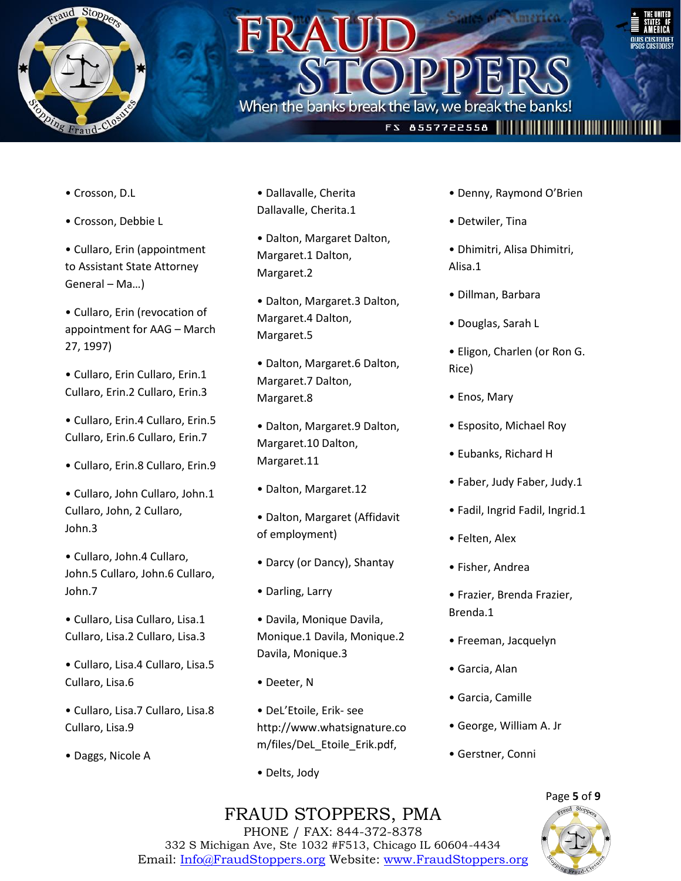- Crosson, D.L
- Crosson, Debbie L
- Cullaro, Erin (appointment to Assistant State Attorney General – Ma…)
- Cullaro, Erin (revocation of appointment for AAG – March 27, 1997)
- Cullaro, Erin Cullaro, Erin.1 Cullaro, Erin.2 Cullaro, Erin.3
- Cullaro, Erin.4 Cullaro, Erin.5 Cullaro, Erin.6 Cullaro, Erin.7
- Cullaro, Erin.8 Cullaro, Erin.9
- Cullaro, John Cullaro, John.1 Cullaro, John, 2 Cullaro, John.3
- Cullaro, John.4 Cullaro, John.5 Cullaro, John.6 Cullaro, John.7
- Cullaro, Lisa Cullaro, Lisa.1 Cullaro, Lisa.2 Cullaro, Lisa.3
- Cullaro, Lisa.4 Cullaro, Lisa.5 Cullaro, Lisa.6
- Cullaro, Lisa.7 Cullaro, Lisa.8 Cullaro, Lisa.9
- Daggs, Nicole A
- Dallavalle, Cherita Dallavalle, Cherita.1
- Dalton, Margaret Dalton, Margaret.1 Dalton, Margaret.2
- Dalton, Margaret.3 Dalton, Margaret.4 Dalton, Margaret.5
- Dalton, Margaret.6 Dalton, Margaret.7 Dalton, Margaret.8
- Dalton, Margaret.9 Dalton, Margaret.10 Dalton, Margaret.11
- Dalton, Margaret.12
- Dalton, Margaret (Affidavit of employment)
- Darcy (or Dancy), Shantay
- Darling, Larry
- Davila, Monique Davila, Monique.1 Davila, Monique.2 Davila, Monique.3
- Deeter, N
- DeL'Etoile, Erik- see http://www.whatsignature.com/files/DeL_Etoile_Erik.pdf,
- Delts, Jody
- Denny, Raymond O'Brien
- Detwiler, Tina
- Dhimitri, Alisa Dhimitri, Alisa.1
- Dillman, Barbara
- Douglas, Sarah L
- Eligon, Charlen (or Ron G. Rice)
- Enos, Mary
- Esposito, Michael Roy
- Eubanks, Richard H
- Faber, Judy Faber, Judy.1
- Fadil, Ingrid Fadil, Ingrid.1
- Felten, Alex
- Fisher, Andrea
- Frazier, Brenda Frazier, Brenda.1
- Freeman, Jacquelyn
- Garcia, Alan
- Garcia, Camille
- George, William A. Jr
- Gerstner, Conni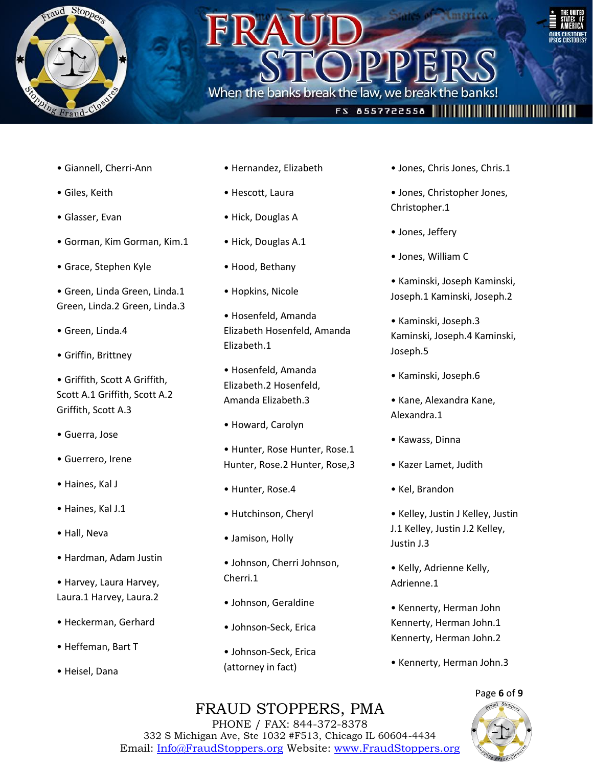- Giannell, Cherri-Ann
- Giles, Keith
- Glasser, Evan
- Gorman, Kim Gorman, Kim.1
- Grace, Stephen Kyle
- Green, Linda Green, Linda.1 Green, Linda.2 Green, Linda.3
- Green, Linda.4
- Griffin, Brittney
- Griffith, Scott A Griffith, Scott A.1 Griffith, Scott A.2 Griffith, Scott A.3
- Guerra, Jose
- Guerrero, Irene
- Haines, Kal J
- Haines, Kal J.1
- Hall, Neva
- Hardman, Adam Justin
- Harvey, Laura Harvey, Laura.1 Harvey, Laura.2
- Heckerman, Gerhard
- Heffeman, Bart T
- Heisel, Dana
- Hernandez, Elizabeth
- Hescott, Laura
- Hick, Douglas A
- Hick, Douglas A.1
- Hood, Bethany
- Hopkins, Nicole
- Hosenfeld, Amanda Elizabeth Hosenfeld, Amanda Elizabeth.1
- Hosenfeld, Amanda Elizabeth.2 Hosenfeld, Amanda Elizabeth.3
- Howard, Carolyn
- Hunter, Rose Hunter, Rose.1 Hunter, Rose.2 Hunter, Rose,3
- Hunter, Rose.4
- Hutchinson, Cheryl
- Jamison, Holly
- Johnson, Cherri Johnson, Cherri.1
- Johnson, Geraldine
- Johnson-Seck, Erica
- Johnson-Seck, Erica (attorney in fact)
- Jones, Chris Jones, Chris.1
- Jones, Christopher Jones, Christopher.1
- Jones, Jeffery
- Jones, William C
- Kaminski, Joseph Kaminski, Joseph.1 Kaminski, Joseph.2
- Kaminski, Joseph.3 Kaminski, Joseph.4 Kaminski, Joseph.5
- Kaminski, Joseph.6
- Kane, Alexandra Kane, Alexandra.1
- Kawass, Dinna
- Kazer Lamet, Judith
- Kel, Brandon
- Kelley, Justin J Kelley, Justin J.1 Kelley, Justin J.2 Kelley, Justin J.3
- Kelly, Adrienne Kelly, Adrienne.1
- Kennerty, Herman John Kennerty, Herman John.1 Kennerty, Herman John.2
- Kennerty, Herman John.3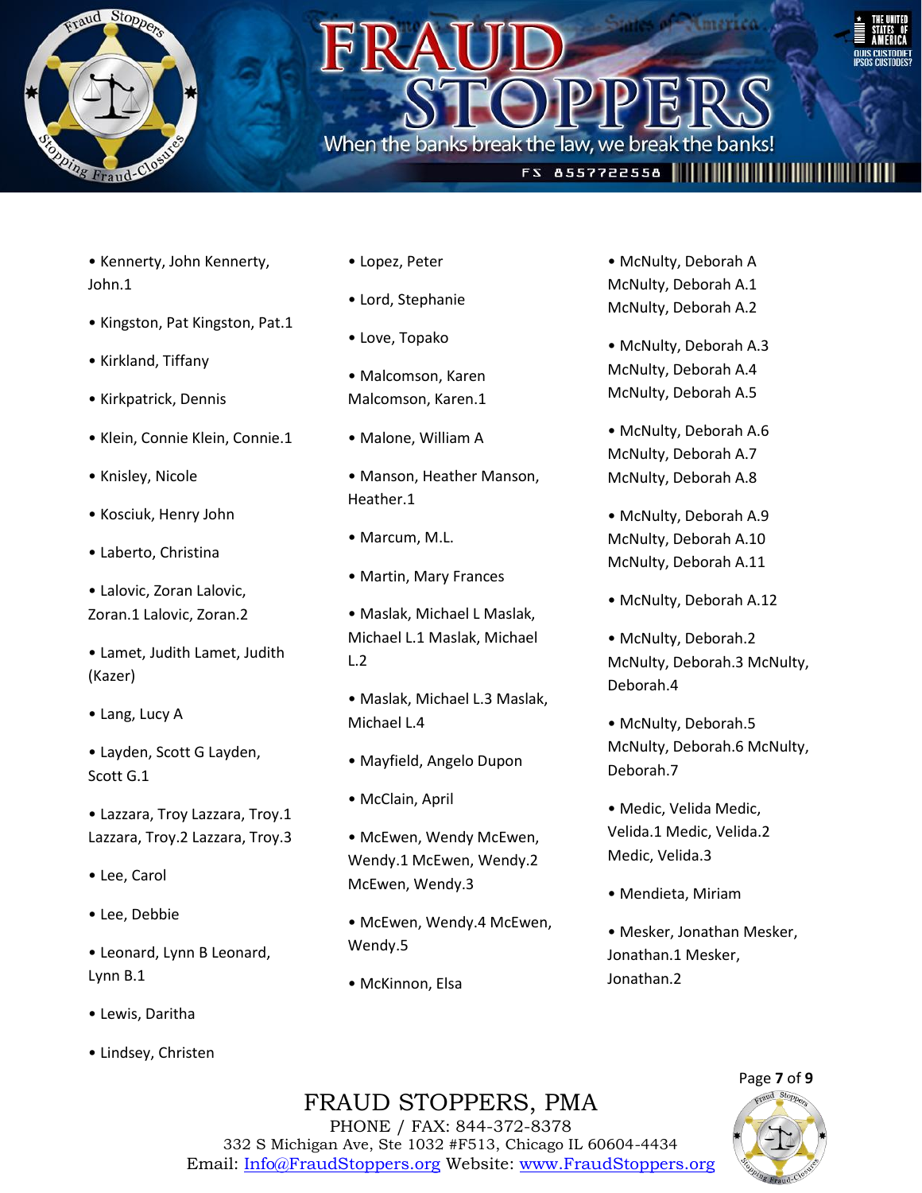- Kennerty, John Kennerty, John.1
- Kingston, Pat Kingston, Pat.1
- Kirkland, Tiffany
- Kirkpatrick, Dennis
- Klein, Connie Klein, Connie.1
- Knisley, Nicole
- Kosciuk, Henry John
- Laberto, Christina
- Lalovic, Zoran Lalovic, Zoran.1 Lalovic, Zoran.2
- Lamet, Judith Lamet, Judith (Kazer)
- Lang, Lucy A
- Layden, Scott G Layden, Scott G.1
- Lazzara, Troy Lazzara, Troy.1 Lazzara, Troy.2 Lazzara, Troy.3
- Lee, Carol
- Lee, Debbie
- Leonard, Lynn B Leonard, Lynn B.1
- Lewis, Daritha
- Lindsey, Christen
- Lopez, Peter
- Lord, Stephanie
- Love, Topako
- Malcomson, Karen Malcomson, Karen.1
- Malone, William A
- Manson, Heather Manson, Heather.1
- Marcum, M.L.
- Martin, Mary Frances
- Maslak, Michael L Maslak, Michael L.1 Maslak, Michael L.2
- Maslak, Michael L.3 Maslak, Michael L.4
- Mayfield, Angelo Dupon
- McClain, April
- McEwen, Wendy McEwen, Wendy.1 McEwen, Wendy.2 McEwen, Wendy.3
- McEwen, Wendy.4 McEwen, Wendy.5
- McKinnon, Elsa
- McNulty, Deborah A McNulty, Deborah A.1 McNulty, Deborah A.2
- McNulty, Deborah A.3 McNulty, Deborah A.4 McNulty, Deborah A.5
- McNulty, Deborah A.6 McNulty, Deborah A.7 McNulty, Deborah A.8
- McNulty, Deborah A.9 McNulty, Deborah A.10 McNulty, Deborah A.11
- McNulty, Deborah A.12
- McNulty, Deborah.2 McNulty, Deborah.3 McNulty, Deborah.4
- McNulty, Deborah.5 McNulty, Deborah.6 McNulty, Deborah.7
- Medic, Velida Medic, Velida.1 Medic, Velida.2 Medic, Velida.3
- Mendieta, Miriam
- Mesker, Jonathan Mesker, Jonathan.1 Mesker, Jonathan.2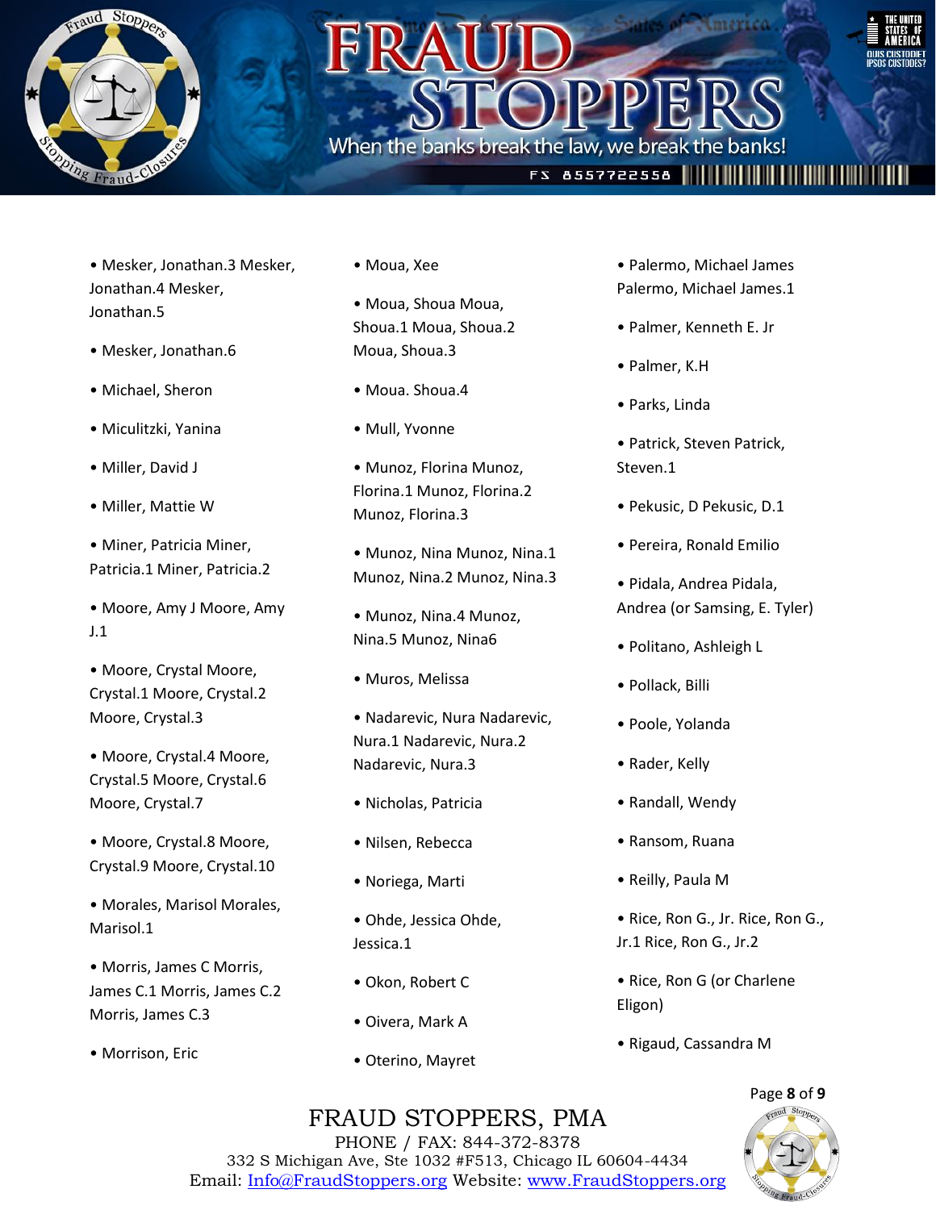- Mesker, Jonathan.3 Mesker, Jonathan.4 Mesker, Jonathan.5
- Mesker, Jonathan.6
- Michael, Sheron
- Miculitzki, Yanina
- Miller, David J
- Miller, Mattie W
- Miner, Patricia Miner, Patricia.1 Miner, Patricia.2
- Moore, Amy J Moore, Amy J.1
- Moore, Crystal Moore, Crystal.1 Moore, Crystal.2 Moore, Crystal.3
- Moore, Crystal.4 Moore, Crystal.5 Moore, Crystal.6 Moore, Crystal.7
- Moore, Crystal.8 Moore, Crystal.9 Moore, Crystal.10
- Morales, Marisol Morales, Marisol.1
- Morris, James C Morris, James C.1 Morris, James C.2 Morris, James C.3
- Morrison, Eric
- Moua, Xee
- Moua, Shoua Moua, Shoua.1 Moua, Shoua.2 Moua, Shoua.3
- Moua. Shoua.4
- Mull, Yvonne
- Munoz, Florina Munoz, Florina.1 Munoz, Florina.2 Munoz, Florina.3
- Munoz, Nina Munoz, Nina.1 Munoz, Nina.2 Munoz, Nina.3
- Munoz, Nina.4 Munoz, Nina.5 Munoz, Nina6
- Muros, Melissa
- Nadarevic, Nura Nadarevic, Nura.1 Nadarevic, Nura.2 Nadarevic, Nura.3
- Nicholas, Patricia
- Nilsen, Rebecca
- Noriega, Marti
- Ohde, Jessica Ohde, Jessica.1
- Okon, Robert C
- Oivera, Mark A
- Oterino, Mayret
- Palermo, Michael James Palermo, Michael James.1
- Palmer, Kenneth E. Jr
- Palmer, K.H
- Parks, Linda
- Patrick, Steven Patrick, Steven.1
- Pekusic, D Pekusic, D.1
- Pereira, Ronald Emilio
- Pidala, Andrea Pidala, Andrea (or Samsing, E. Tyler)
- Politano, Ashleigh L
- Pollack, Billi
- Poole, Yolanda
- Rader, Kelly
- Randall, Wendy
- Ransom, Ruana
- Reilly, Paula M
- Rice, Ron G., Jr. Rice, Ron G., Jr.1 Rice, Ron G., Jr.2
- Rice, Ron G (or Charlene Eligon)
- Rigaud, Cassandra M

FRAUD STOPPERS, PMA
PHONE / FAX: 844-372-8378
332 S Michigan Ave, Ste 1032 #F513, Chicago IL 60604-4434
Email: Info@FraudStoppers.org Website: www.FraudStoppers.org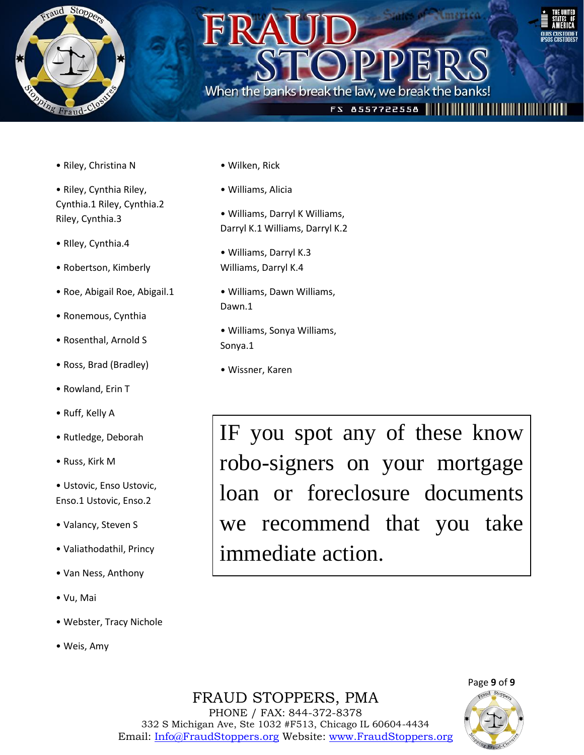- Riley, Christina N
- Riley, Cynthia Riley, Cynthia.1 Riley, Cynthia.2 Riley, Cynthia.3
- RIley, Cynthia.4
- Robertson, Kimberly
- Roe, Abigail Roe, Abigail.1
- Ronemous, Cynthia
- Rosenthal, Arnold S
- Ross, Brad (Bradley)
- Rowland, Erin T
- Ruff, Kelly A
- Rutledge, Deborah
- Russ, Kirk M
- Ustovic, Enso Ustovic, Enso.1 Ustovic, Enso.2
- Valancy, Steven S
- Valiathodathil, Princy
- Van Ness, Anthony
- Vu, Mai
- Webster, Tracy Nichole
- Weis, Amy
- Wilken, Rick
- Williams, Alicia
- Williams, Darryl K Williams, Darryl K.1 Williams, Darryl K.2
- Williams, Darryl K.3 Williams, Darryl K.4
- Williams, Dawn Williams, Dawn.1
- Williams, Sonya Williams, Sonya.1
- Wissner, Karen

IF you spot any of these know robo-signers on your mortgage loan or foreclosure documents we recommend that you take immediate action.

FRAUD STOPPERS, PMA
PHONE / FAX: 844-372-8378
332 S Michigan Ave, Ste 1032 #F513, Chicago IL 60604-4434
Email: Info@FraudStoppers.org Website: www.FraudStoppers.org